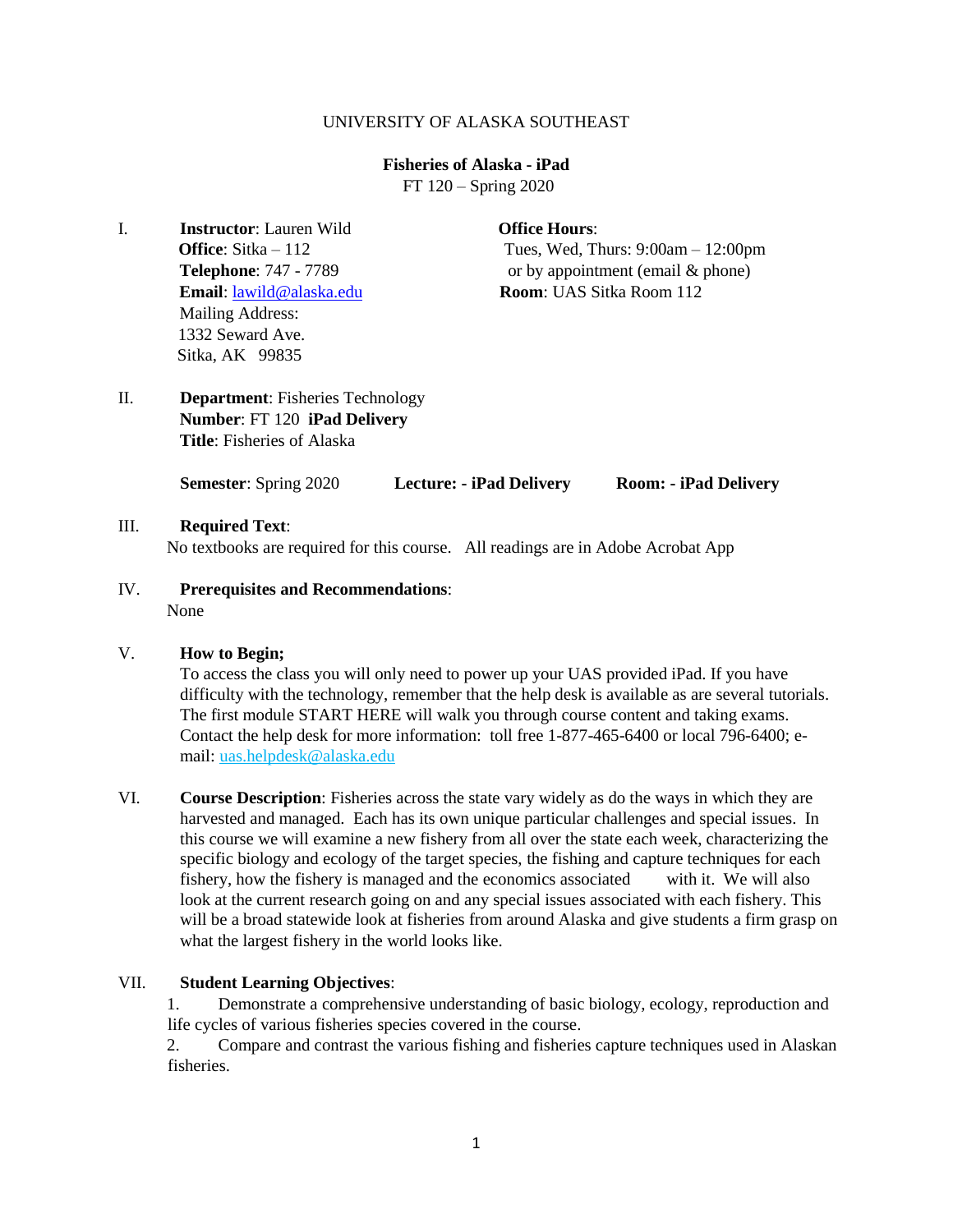UNIVERSITY OF ALASKA SOUTHEAST

**Fisheries of Alaska - iPad**
FT 120 – Spring 2020

I. **Instructor**: Lauren Wild
**Office**: Sitka – 112
**Telephone**: 747 - 7789
**Email**: lawild@alaska.edu
Mailing Address:
1332 Seward Ave.
Sitka, AK 99835

**Office Hours**:
Tues, Wed, Thurs: 9:00am – 12:00pm
or by appointment (email & phone)
**Room**: UAS Sitka Room 112

II. **Department**: Fisheries Technology
**Number**: FT 120 **iPad Delivery**
**Title**: Fisheries of Alaska

**Semester**: Spring 2020 **Lecture: - iPad Delivery** **Room: - iPad Delivery**

III. **Required Text**:
No textbooks are required for this course. All readings are in Adobe Acrobat App

IV. **Prerequisites and Recommendations**:
None

V. **How to Begin;**
To access the class you will only need to power up your UAS provided iPad. If you have difficulty with the technology, remember that the help desk is available as are several tutorials. The first module START HERE will walk you through course content and taking exams. Contact the help desk for more information: toll free 1-877-465-6400 or local 796-6400; e-mail: uas.helpdesk@alaska.edu

VI. **Course Description**: Fisheries across the state vary widely as do the ways in which they are harvested and managed. Each has its own unique particular challenges and special issues. In this course we will examine a new fishery from all over the state each week, characterizing the specific biology and ecology of the target species, the fishing and capture techniques for each fishery, how the fishery is managed and the economics associated with it. We will also look at the current research going on and any special issues associated with each fishery. This will be a broad statewide look at fisheries from around Alaska and give students a firm grasp on what the largest fishery in the world looks like.

VII. **Student Learning Objectives**:
1. Demonstrate a comprehensive understanding of basic biology, ecology, reproduction and life cycles of various fisheries species covered in the course.
2. Compare and contrast the various fishing and fisheries capture techniques used in Alaskan fisheries.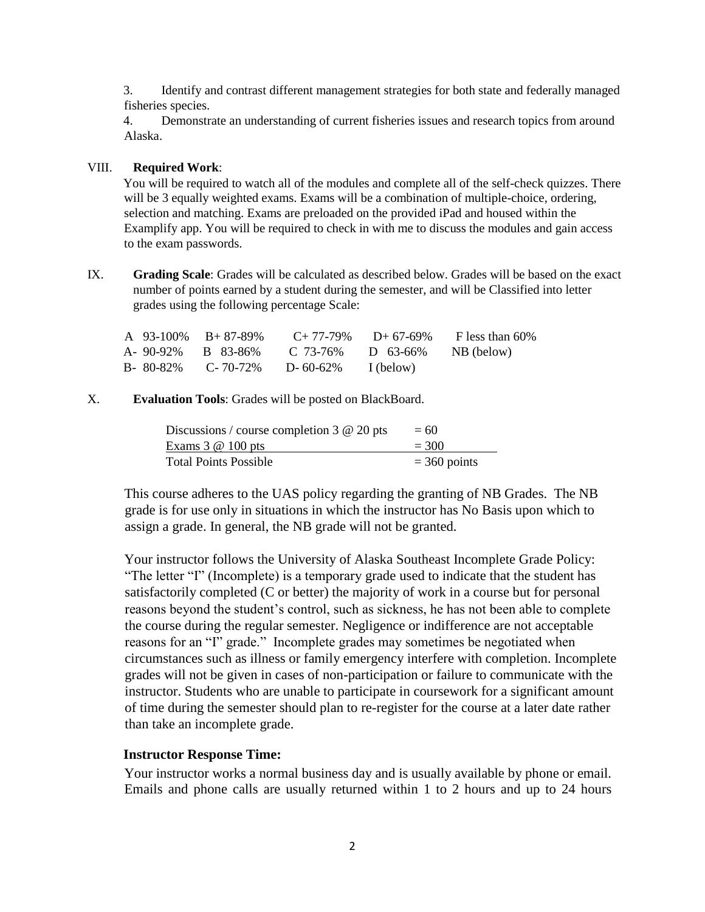3. Identify and contrast different management strategies for both state and federally managed fisheries species.
4. Demonstrate an understanding of current fisheries issues and research topics from around Alaska.

VIII. **Required Work**:

You will be required to watch all of the modules and complete all of the self-check quizzes. There will be 3 equally weighted exams. Exams will be a combination of multiple-choice, ordering, selection and matching. Exams are preloaded on the provided iPad and housed within the Examplify app. You will be required to check in with me to discuss the modules and gain access to the exam passwords.

IX. **Grading Scale**: Grades will be calculated as described below. Grades will be based on the exact number of points earned by a student during the semester, and will be Classified into letter grades using the following percentage Scale:

| | | | | |
|---|---|---|---|---|
| A 93-100% | B+ 87-89% | C+ 77-79% | D+ 67-69% | F less than 60% |
| A- 90-92% | B 83-86% | C 73-76% | D 63-66% | NB (below) |
| B- 80-82% | C- 70-72% | D- 60-62% | I (below) | |

X. **Evaluation Tools**: Grades will be posted on BlackBoard.

| | |
|---|---|
| Discussions / course completion 3 @ 20 pts | = 60 |
| Exams 3 @ 100 pts | = 300 |
| Total Points Possible | = 360 points |

This course adheres to the UAS policy regarding the granting of NB Grades. The NB grade is for use only in situations in which the instructor has No Basis upon which to assign a grade. In general, the NB grade will not be granted.

Your instructor follows the University of Alaska Southeast Incomplete Grade Policy: "The letter "I" (Incomplete) is a temporary grade used to indicate that the student has satisfactorily completed (C or better) the majority of work in a course but for personal reasons beyond the student's control, such as sickness, he has not been able to complete the course during the regular semester. Negligence or indifference are not acceptable reasons for an "I" grade." Incomplete grades may sometimes be negotiated when circumstances such as illness or family emergency interfere with completion. Incomplete grades will not be given in cases of non-participation or failure to communicate with the instructor. Students who are unable to participate in coursework for a significant amount of time during the semester should plan to re-register for the course at a later date rather than take an incomplete grade.

**Instructor Response Time:**

Your instructor works a normal business day and is usually available by phone or email. Emails and phone calls are usually returned within 1 to 2 hours and up to 24 hours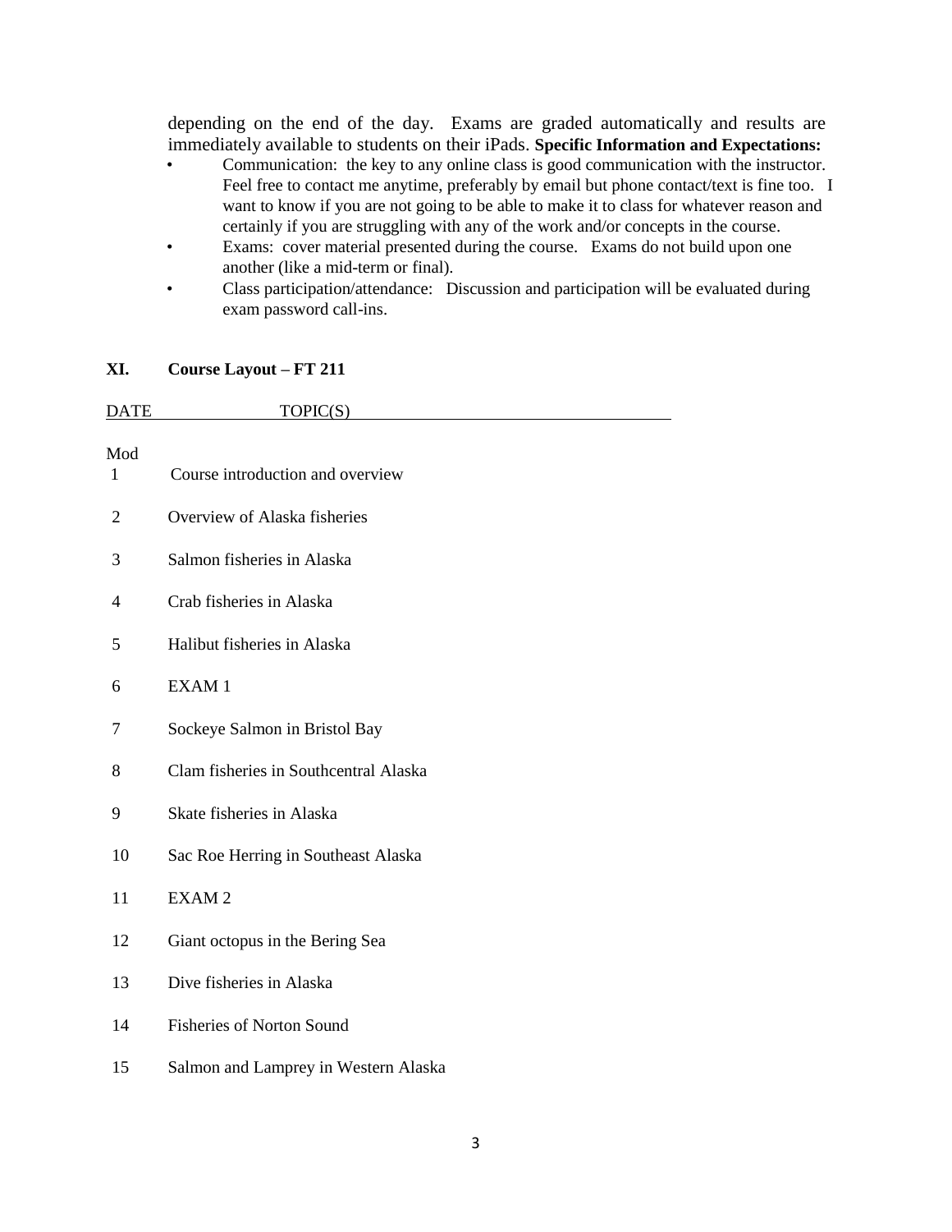depending on the end of the day. Exams are graded automatically and results are immediately available to students on their iPads. **Specific Information and Expectations:**

- Communication: the key to any online class is good communication with the instructor. Feel free to contact me anytime, preferably by email but phone contact/text is fine too. I want to know if you are not going to be able to make it to class for whatever reason and certainly if you are struggling with any of the work and/or concepts in the course.
- Exams: cover material presented during the course. Exams do not build upon one another (like a mid-term or final).
- Class participation/attendance: Discussion and participation will be evaluated during exam password call-ins.

## XI. Course Layout – FT 211

| DATE | TOPIC(S) |
|---|---|
| Mod | |
| 1 | Course introduction and overview |
| 2 | Overview of Alaska fisheries |
| 3 | Salmon fisheries in Alaska |
| 4 | Crab fisheries in Alaska |
| 5 | Halibut fisheries in Alaska |
| 6 | EXAM 1 |
| 7 | Sockeye Salmon in Bristol Bay |
| 8 | Clam fisheries in Southcentral Alaska |
| 9 | Skate fisheries in Alaska |
| 10 | Sac Roe Herring in Southeast Alaska |
| 11 | EXAM 2 |
| 12 | Giant octopus in the Bering Sea |
| 13 | Dive fisheries in Alaska |
| 14 | Fisheries of Norton Sound |
| 15 | Salmon and Lamprey in Western Alaska |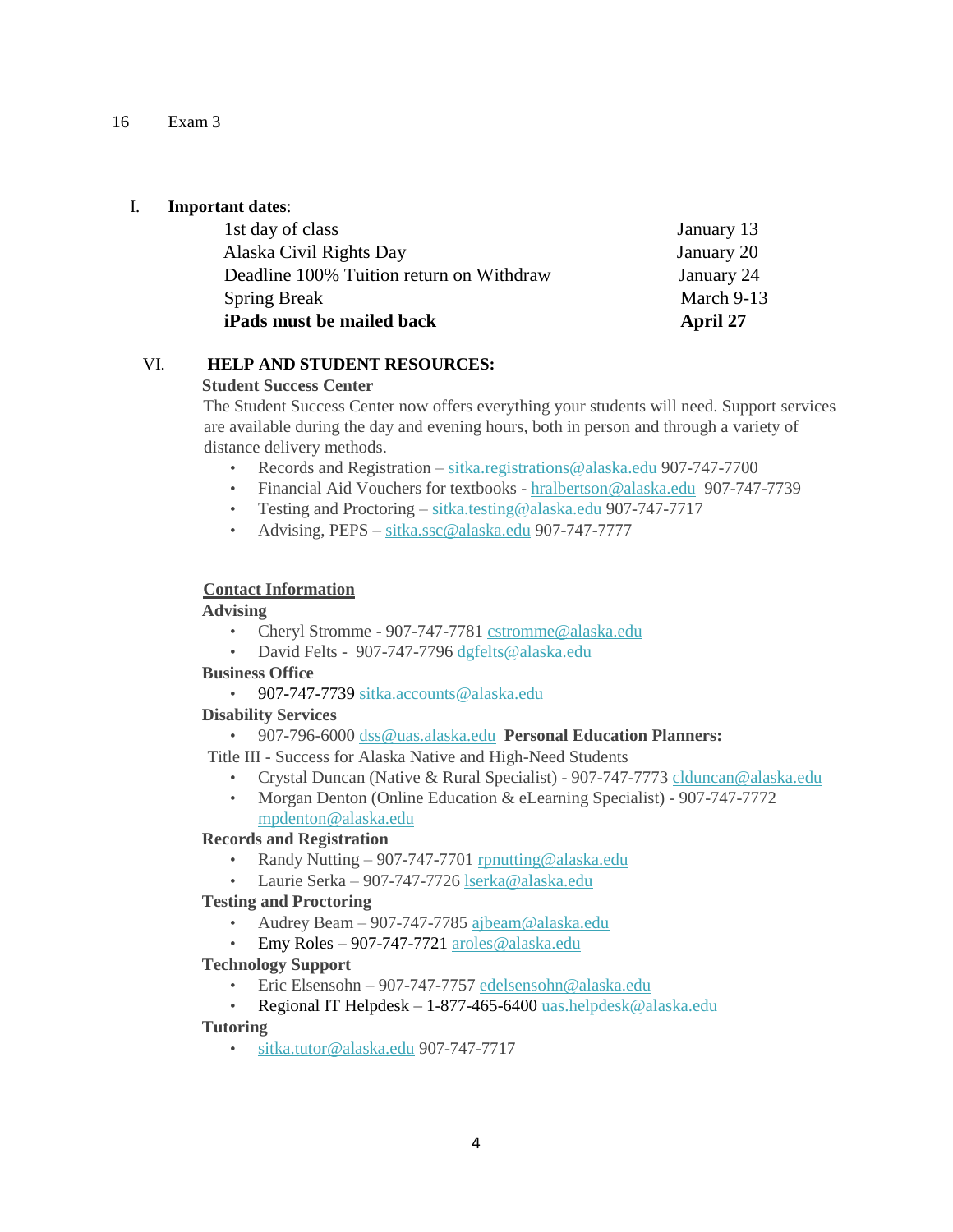16 Exam 3

I. **Important dates**:

| | |
|---|---|
| 1st day of class | January 13 |
| Alaska Civil Rights Day | January 20 |
| Deadline 100% Tuition return on Withdraw | January 24 |
| Spring Break | March 9-13 |
| **iPads must be mailed back** | **April 27** |

VI. **HELP AND STUDENT RESOURCES:**

**Student Success Center**

The Student Success Center now offers everything your students will need. Support services are available during the day and evening hours, both in person and through a variety of distance delivery methods.

- Records and Registration – sitka.registrations@alaska.edu 907-747-7700
- Financial Aid Vouchers for textbooks - hralbertson@alaska.edu 907-747-7739
- Testing and Proctoring – sitka.testing@alaska.edu 907-747-7717
- Advising, PEPS – sitka.ssc@alaska.edu 907-747-7777

**Contact Information**

**Advising**

- Cheryl Stromme - 907-747-7781 cstromme@alaska.edu
- David Felts - 907-747-7796 dgfelts@alaska.edu

**Business Office**

- 907-747-7739 sitka.accounts@alaska.edu

**Disability Services**

- 907-796-6000 dss@uas.alaska.edu **Personal Education Planners:**

Title III - Success for Alaska Native and High-Need Students

- Crystal Duncan (Native & Rural Specialist) - 907-747-7773 clduncan@alaska.edu
- Morgan Denton (Online Education & eLearning Specialist) - 907-747-7772 mpdenton@alaska.edu

**Records and Registration**

- Randy Nutting – 907-747-7701 rpnutting@alaska.edu
- Laurie Serka – 907-747-7726 lserka@alaska.edu

**Testing and Proctoring**

- Audrey Beam – 907-747-7785 ajbeam@alaska.edu
- Emy Roles – 907-747-7721 aroles@alaska.edu

**Technology Support**

- Eric Elsensohn – 907-747-7757 edelsensohn@alaska.edu
- Regional IT Helpdesk – 1-877-465-6400 uas.helpdesk@alaska.edu

**Tutoring**

- sitka.tutor@alaska.edu 907-747-7717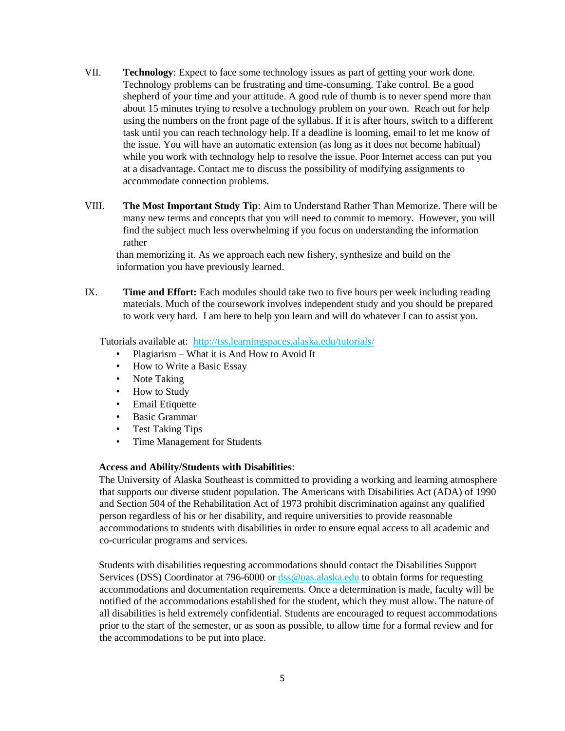VII. **Technology**: Expect to face some technology issues as part of getting your work done. Technology problems can be frustrating and time-consuming. Take control. Be a good shepherd of your time and your attitude. A good rule of thumb is to never spend more than about 15 minutes trying to resolve a technology problem on your own. Reach out for help using the numbers on the front page of the syllabus. If it is after hours, switch to a different task until you can reach technology help. If a deadline is looming, email to let me know of the issue. You will have an automatic extension (as long as it does not become habitual) while you work with technology help to resolve the issue. Poor Internet access can put you at a disadvantage. Contact me to discuss the possibility of modifying assignments to accommodate connection problems.

VIII. **The Most Important Study Tip**: Aim to Understand Rather Than Memorize. There will be many new terms and concepts that you will need to commit to memory. However, you will find the subject much less overwhelming if you focus on understanding the information rather than memorizing it. As we approach each new fishery, synthesize and build on the information you have previously learned.

IX. **Time and Effort:** Each modules should take two to five hours per week including reading materials. Much of the coursework involves independent study and you should be prepared to work very hard. I am here to help you learn and will do whatever I can to assist you.

Tutorials available at: http://tss.learningspaces.alaska.edu/tutorials/

- Plagiarism – What it is And How to Avoid It
- How to Write a Basic Essay
- Note Taking
- How to Study
- Email Etiquette
- Basic Grammar
- Test Taking Tips
- Time Management for Students

**Access and Ability/Students with Disabilities**:

The University of Alaska Southeast is committed to providing a working and learning atmosphere that supports our diverse student population. The Americans with Disabilities Act (ADA) of 1990 and Section 504 of the Rehabilitation Act of 1973 prohibit discrimination against any qualified person regardless of his or her disability, and require universities to provide reasonable accommodations to students with disabilities in order to ensure equal access to all academic and co-curricular programs and services.

Students with disabilities requesting accommodations should contact the Disabilities Support Services (DSS) Coordinator at 796-6000 or dss@uas.alaska.edu to obtain forms for requesting accommodations and documentation requirements. Once a determination is made, faculty will be notified of the accommodations established for the student, which they must allow. The nature of all disabilities is held extremely confidential. Students are encouraged to request accommodations prior to the start of the semester, or as soon as possible, to allow time for a formal review and for the accommodations to be put into place.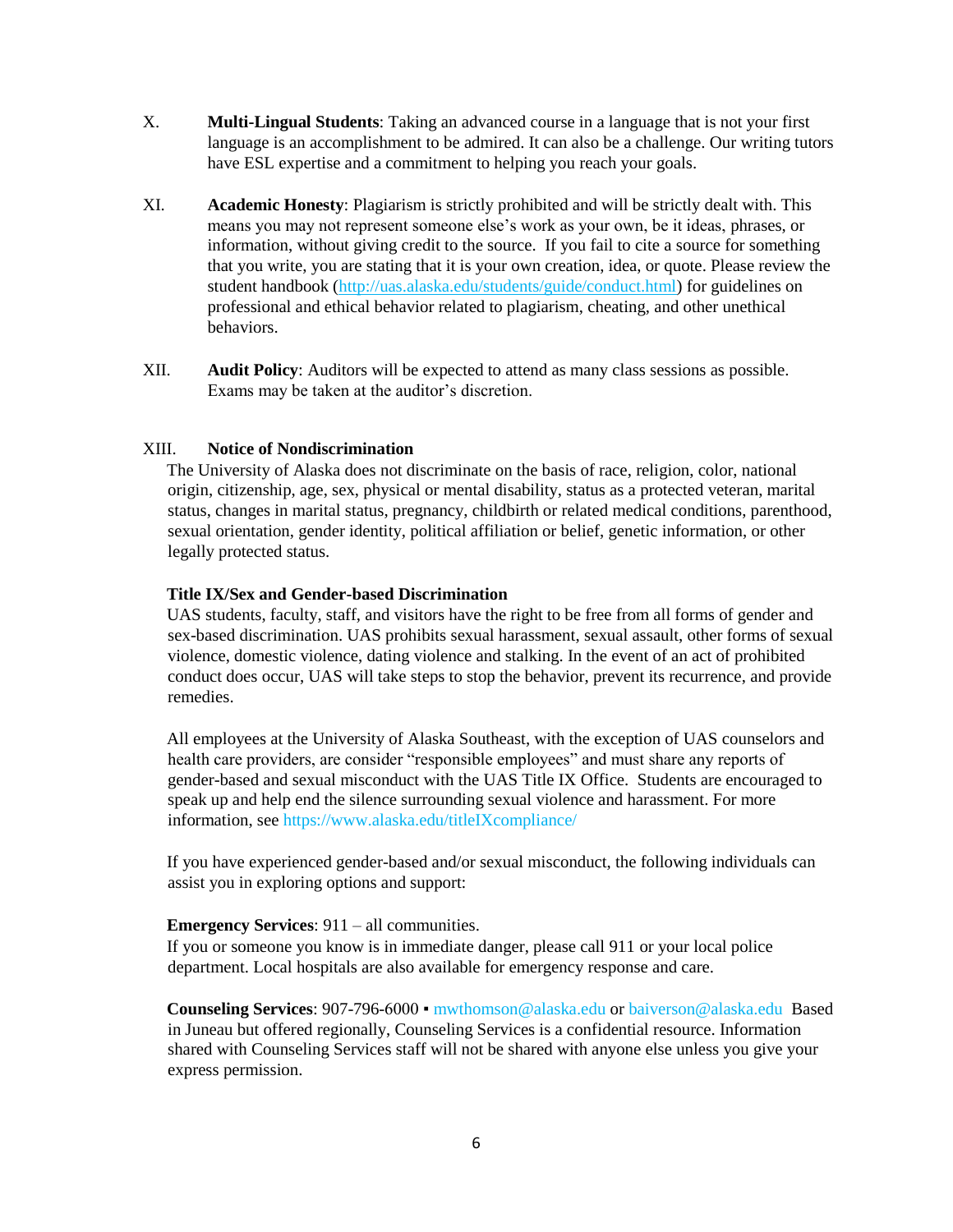X. **Multi-Lingual Students**: Taking an advanced course in a language that is not your first language is an accomplishment to be admired. It can also be a challenge. Our writing tutors have ESL expertise and a commitment to helping you reach your goals.

XI. **Academic Honesty**: Plagiarism is strictly prohibited and will be strictly dealt with. This means you may not represent someone else's work as your own, be it ideas, phrases, or information, without giving credit to the source. If you fail to cite a source for something that you write, you are stating that it is your own creation, idea, or quote. Please review the student handbook (http://uas.alaska.edu/students/guide/conduct.html) for guidelines on professional and ethical behavior related to plagiarism, cheating, and other unethical behaviors.

XII. **Audit Policy**: Auditors will be expected to attend as many class sessions as possible. Exams may be taken at the auditor's discretion.

XIII. **Notice of Nondiscrimination**

The University of Alaska does not discriminate on the basis of race, religion, color, national origin, citizenship, age, sex, physical or mental disability, status as a protected veteran, marital status, changes in marital status, pregnancy, childbirth or related medical conditions, parenthood, sexual orientation, gender identity, political affiliation or belief, genetic information, or other legally protected status.

**Title IX/Sex and Gender-based Discrimination**

UAS students, faculty, staff, and visitors have the right to be free from all forms of gender and sex-based discrimination. UAS prohibits sexual harassment, sexual assault, other forms of sexual violence, domestic violence, dating violence and stalking. In the event of an act of prohibited conduct does occur, UAS will take steps to stop the behavior, prevent its recurrence, and provide remedies.

All employees at the University of Alaska Southeast, with the exception of UAS counselors and health care providers, are consider "responsible employees" and must share any reports of gender-based and sexual misconduct with the UAS Title IX Office. Students are encouraged to speak up and help end the silence surrounding sexual violence and harassment. For more information, see https://www.alaska.edu/titleIXcompliance/

If you have experienced gender-based and/or sexual misconduct, the following individuals can assist you in exploring options and support:

**Emergency Services**: 911 – all communities.
If you or someone you know is in immediate danger, please call 911 or your local police department. Local hospitals are also available for emergency response and care.

**Counseling Services**: 907-796-6000 ▪ mwthomson@alaska.edu or baiverson@alaska.edu Based in Juneau but offered regionally, Counseling Services is a confidential resource. Information shared with Counseling Services staff will not be shared with anyone else unless you give your express permission.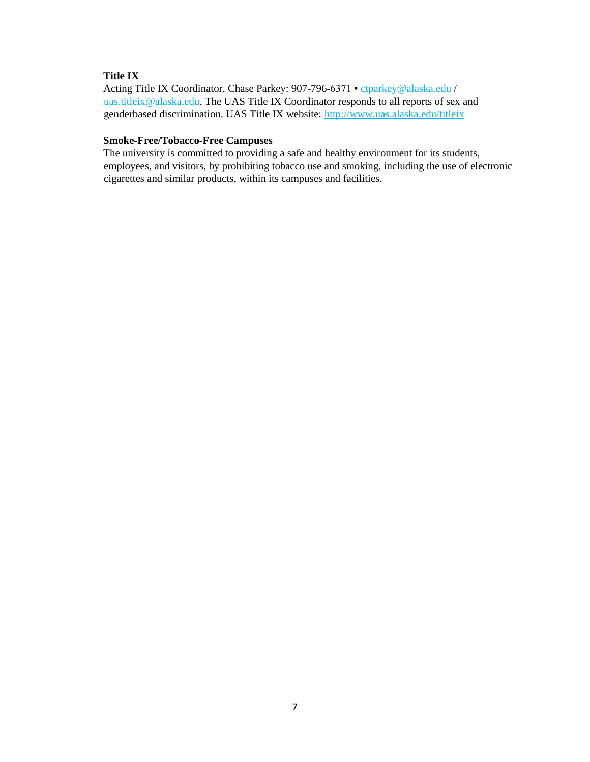**Title IX**

Acting Title IX Coordinator, Chase Parkey: 907-796-6371 ▪ ctparkey@alaska.edu / uas.titleix@alaska.edu. The UAS Title IX Coordinator responds to all reports of sex and genderbased discrimination. UAS Title IX website: http://www.uas.alaska.edu/titleix

**Smoke-Free/Tobacco-Free Campuses**

The university is committed to providing a safe and healthy environment for its students, employees, and visitors, by prohibiting tobacco use and smoking, including the use of electronic cigarettes and similar products, within its campuses and facilities.